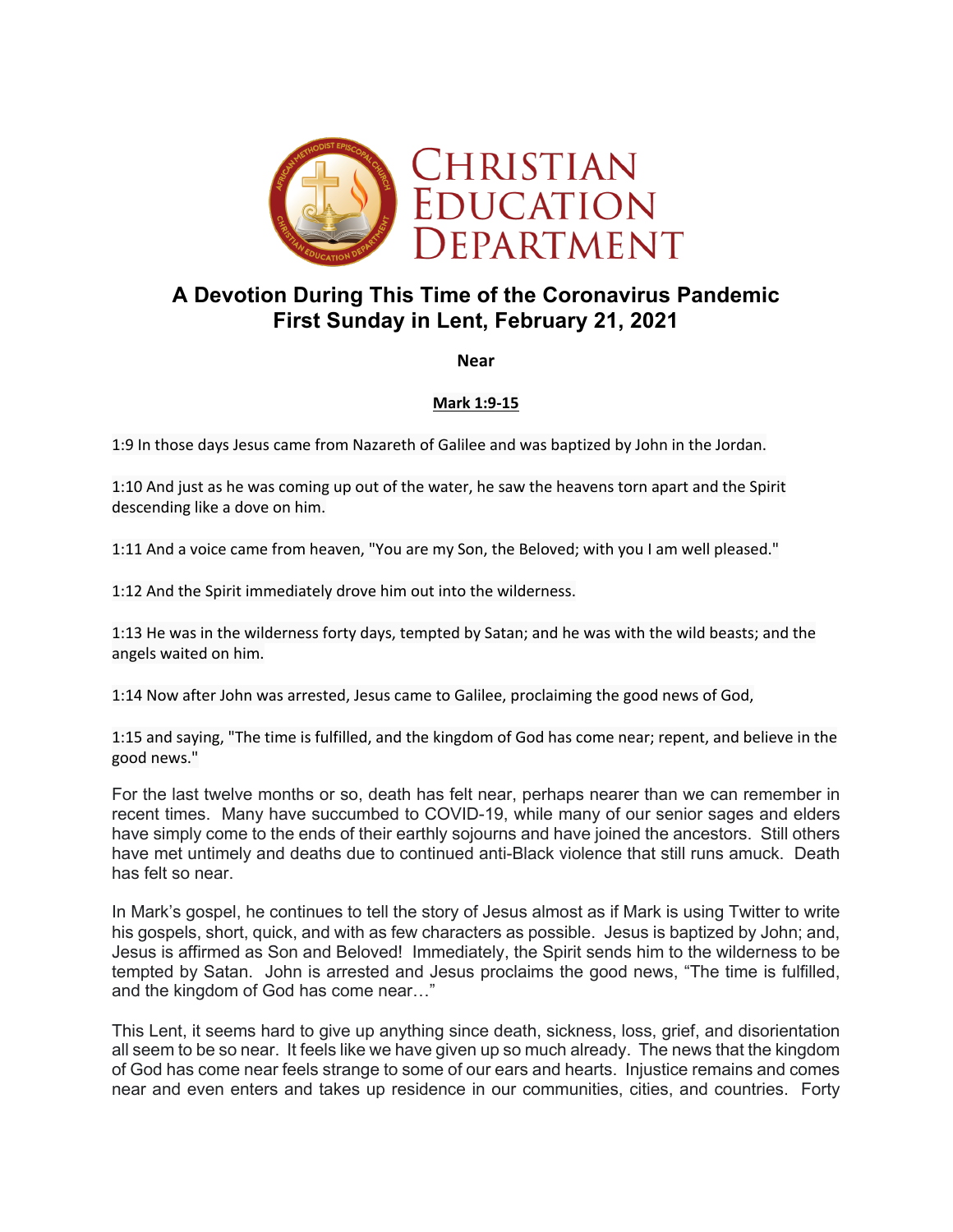# Christian Education Department

## A Devotion During This Time of the Coronavirus Pandemic
## First Sunday in Lent, February 21, 2021

**Near**

**Mark 1:9-15**

1:9 In those days Jesus came from Nazareth of Galilee and was baptized by John in the Jordan.

1:10 And just as he was coming up out of the water, he saw the heavens torn apart and the Spirit descending like a dove on him.

1:11 And a voice came from heaven, "You are my Son, the Beloved; with you I am well pleased."

1:12 And the Spirit immediately drove him out into the wilderness.

1:13 He was in the wilderness forty days, tempted by Satan; and he was with the wild beasts; and the angels waited on him.

1:14 Now after John was arrested, Jesus came to Galilee, proclaiming the good news of God,

1:15 and saying, "The time is fulfilled, and the kingdom of God has come near; repent, and believe in the good news."

For the last twelve months or so, death has felt near, perhaps nearer than we can remember in recent times. Many have succumbed to COVID-19, while many of our senior sages and elders have simply come to the ends of their earthly sojourns and have joined the ancestors. Still others have met untimely and deaths due to continued anti-Black violence that still runs amuck. Death has felt so near.

In Mark's gospel, he continues to tell the story of Jesus almost as if Mark is using Twitter to write his gospels, short, quick, and with as few characters as possible. Jesus is baptized by John; and, Jesus is affirmed as Son and Beloved! Immediately, the Spirit sends him to the wilderness to be tempted by Satan. John is arrested and Jesus proclaims the good news, "The time is fulfilled, and the kingdom of God has come near…"

This Lent, it seems hard to give up anything since death, sickness, loss, grief, and disorientation all seem to be so near. It feels like we have given up so much already. The news that the kingdom of God has come near feels strange to some of our ears and hearts. Injustice remains and comes near and even enters and takes up residence in our communities, cities, and countries. Forty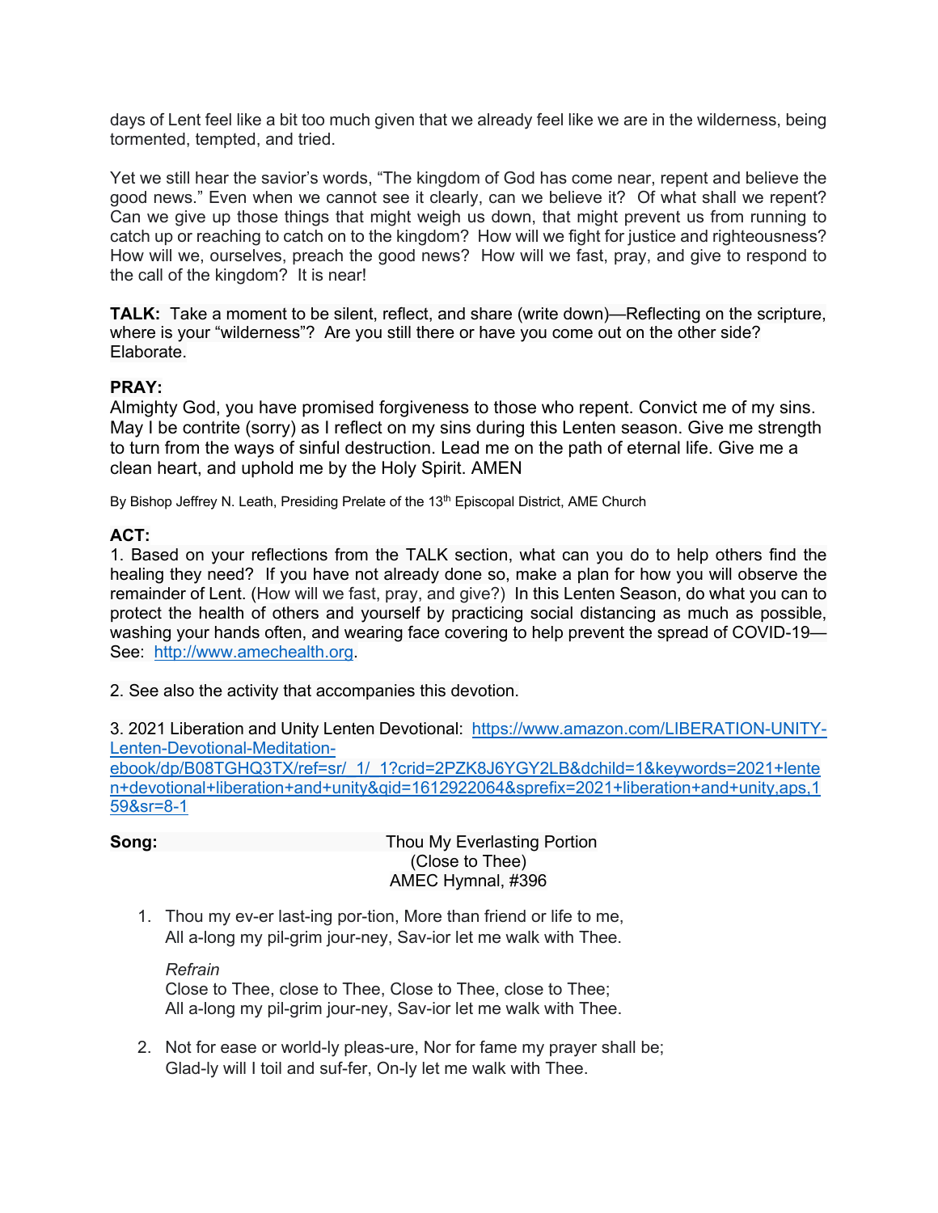days of Lent feel like a bit too much given that we already feel like we are in the wilderness, being tormented, tempted, and tried.

Yet we still hear the savior's words, "The kingdom of God has come near, repent and believe the good news." Even when we cannot see it clearly, can we believe it? Of what shall we repent? Can we give up those things that might weigh us down, that might prevent us from running to catch up or reaching to catch on to the kingdom? How will we fight for justice and righteousness? How will we, ourselves, preach the good news? How will we fast, pray, and give to respond to the call of the kingdom? It is near!

**TALK:** Take a moment to be silent, reflect, and share (write down)—Reflecting on the scripture, where is your "wilderness"? Are you still there or have you come out on the other side? Elaborate.

**PRAY:**
Almighty God, you have promised forgiveness to those who repent. Convict me of my sins. May I be contrite (sorry) as I reflect on my sins during this Lenten season. Give me strength to turn from the ways of sinful destruction. Lead me on the path of eternal life. Give me a clean heart, and uphold me by the Holy Spirit. AMEN

By Bishop Jeffrey N. Leath, Presiding Prelate of the 13th Episcopal District, AME Church

**ACT:**
1. Based on your reflections from the TALK section, what can you do to help others find the healing they need? If you have not already done so, make a plan for how you will observe the remainder of Lent. (How will we fast, pray, and give?) In this Lenten Season, do what you can to protect the health of others and yourself by practicing social distancing as much as possible, washing your hands often, and wearing face covering to help prevent the spread of COVID-19—See: http://www.amechealth.org.

2. See also the activity that accompanies this devotion.

3. 2021 Liberation and Unity Lenten Devotional: https://www.amazon.com/LIBERATION-UNITY-Lenten-Devotional-Meditation-ebook/dp/B08TGHQ3TX/ref=sr_1_1?crid=2PZK8J6YGY2LB&dchild=1&keywords=2021+lenten+devotional+liberation+and+unity&qid=1612922064&sprefix=2021+liberation+and+unity,aps,159&sr=8-1

**Song:** Thou My Everlasting Portion
(Close to Thee)
AMEC Hymnal, #396

1. Thou my ev-er last-ing por-tion, More than friend or life to me,
   All a-long my pil-grim jour-ney, Sav-ior let me walk with Thee.

   *Refrain*
   Close to Thee, close to Thee, Close to Thee, close to Thee;
   All a-long my pil-grim jour-ney, Sav-ior let me walk with Thee.

2. Not for ease or world-ly pleas-ure, Nor for fame my prayer shall be;
   Glad-ly will I toil and suf-fer, On-ly let me walk with Thee.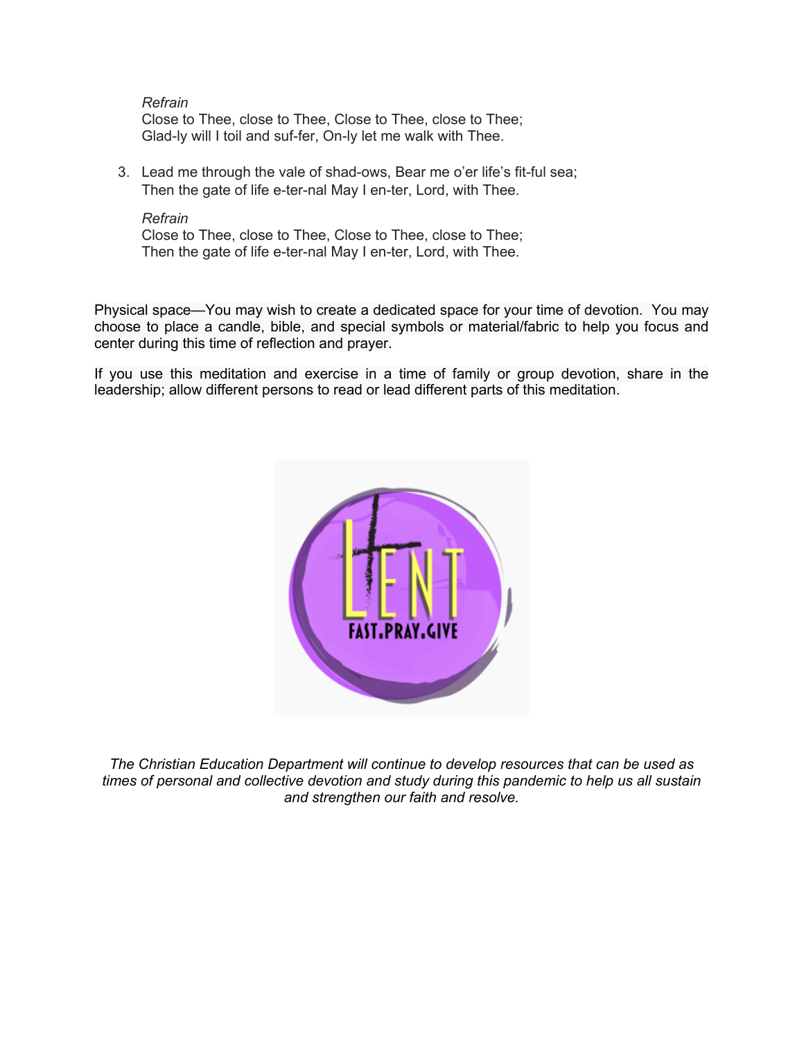*Refrain*
Close to Thee, close to Thee, Close to Thee, close to Thee;
Glad-ly will I toil and suf-fer, On-ly let me walk with Thee.

3. Lead me through the vale of shad-ows, Bear me o'er life's fit-ful sea;
   Then the gate of life e-ter-nal May I en-ter, Lord, with Thee.

   *Refrain*
   Close to Thee, close to Thee, Close to Thee, close to Thee;
   Then the gate of life e-ter-nal May I en-ter, Lord, with Thee.

Physical space—You may wish to create a dedicated space for your time of devotion. You may choose to place a candle, bible, and special symbols or material/fabric to help you focus and center during this time of reflection and prayer.

If you use this meditation and exercise in a time of family or group devotion, share in the leadership; allow different persons to read or lead different parts of this meditation.

LENT
FAST.PRAY.GIVE

*The Christian Education Department will continue to develop resources that can be used as times of personal and collective devotion and study during this pandemic to help us all sustain and strengthen our faith and resolve.*